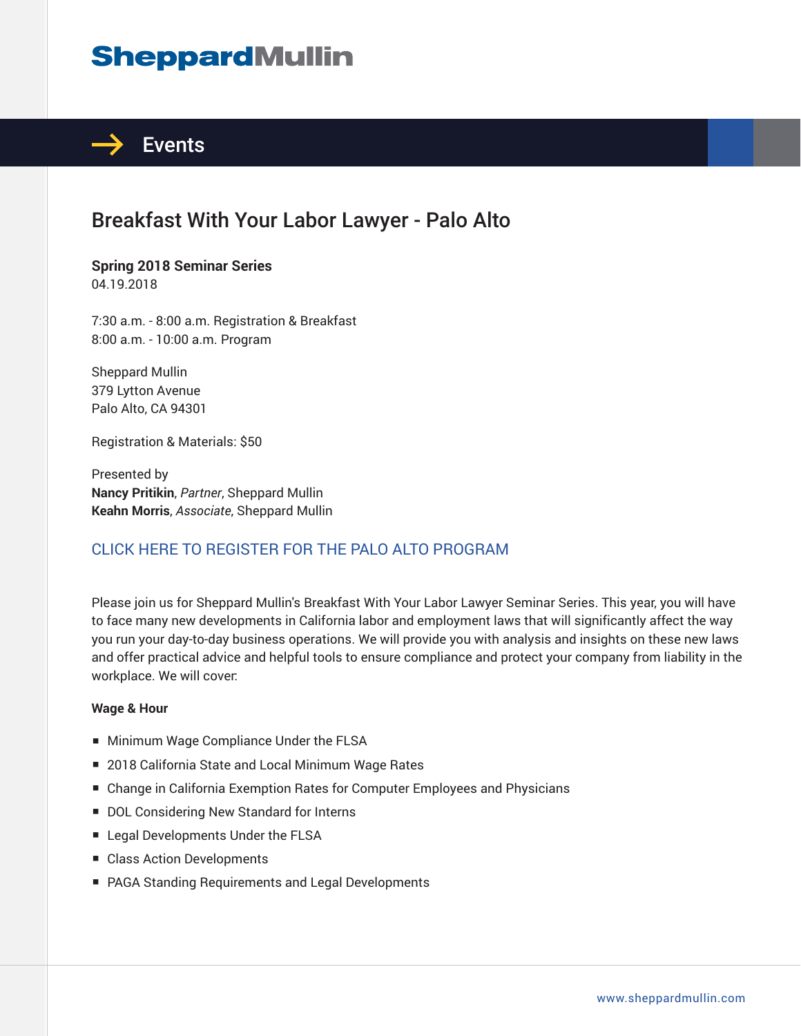# Events

## Breakfast With Your Labor Lawyer - Palo Alto

**Spring 2018 Seminar Series**
04.19.2018

7:30 a.m. - 8:00 a.m. Registration & Breakfast
8:00 a.m. - 10:00 a.m. Program

Sheppard Mullin
379 Lytton Avenue
Palo Alto, CA 94301

Registration & Materials: $50

Presented by
**Nancy Pritikin**, *Partner*, Sheppard Mullin
**Keahn Morris**, *Associate*, Sheppard Mullin

CLICK HERE TO REGISTER FOR THE PALO ALTO PROGRAM

Please join us for Sheppard Mullin's Breakfast With Your Labor Lawyer Seminar Series. This year, you will have to face many new developments in California labor and employment laws that will significantly affect the way you run your day-to-day business operations. We will provide you with analysis and insights on these new laws and offer practical advice and helpful tools to ensure compliance and protect your company from liability in the workplace. We will cover:

**Wage & Hour**

- Minimum Wage Compliance Under the FLSA
- 2018 California State and Local Minimum Wage Rates
- Change in California Exemption Rates for Computer Employees and Physicians
- DOL Considering New Standard for Interns
- Legal Developments Under the FLSA
- Class Action Developments
- PAGA Standing Requirements and Legal Developments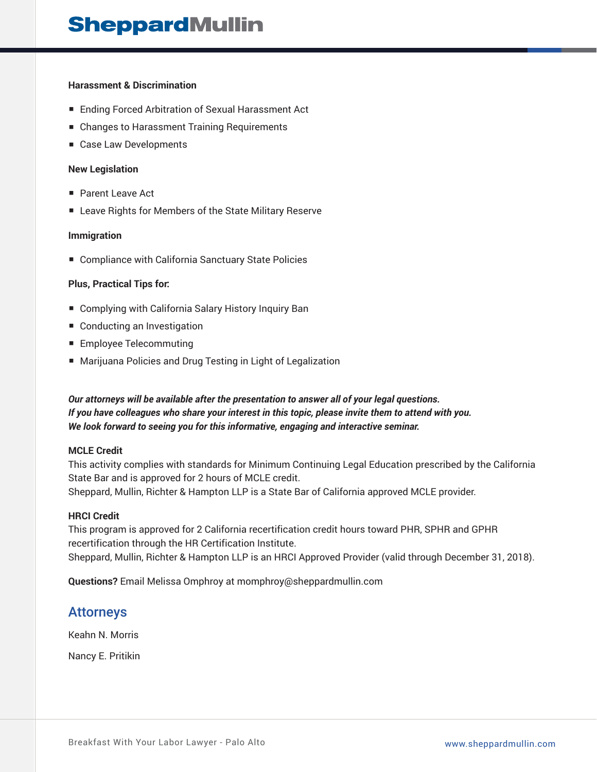**Harassment & Discrimination**

- Ending Forced Arbitration of Sexual Harassment Act
- Changes to Harassment Training Requirements
- Case Law Developments

**New Legislation**

- Parent Leave Act
- Leave Rights for Members of the State Military Reserve

**Immigration**

- Compliance with California Sanctuary State Policies

**Plus, Practical Tips for:**

- Complying with California Salary History Inquiry Ban
- Conducting an Investigation
- Employee Telecommuting
- Marijuana Policies and Drug Testing in Light of Legalization

***Our attorneys will be available after the presentation to answer all of your legal questions.***
***If you have colleagues who share your interest in this topic, please invite them to attend with you.***
***We look forward to seeing you for this informative, engaging and interactive seminar.***

**MCLE Credit**
This activity complies with standards for Minimum Continuing Legal Education prescribed by the California State Bar and is approved for 2 hours of MCLE credit.
Sheppard, Mullin, Richter & Hampton LLP is a State Bar of California approved MCLE provider.

**HRCI Credit**
This program is approved for 2 California recertification credit hours toward PHR, SPHR and GPHR recertification through the HR Certification Institute.
Sheppard, Mullin, Richter & Hampton LLP is an HRCI Approved Provider (valid through December 31, 2018).

**Questions?** Email Melissa Omphroy at momphroy@sheppardmullin.com

## Attorneys

Keahn N. Morris

Nancy E. Pritikin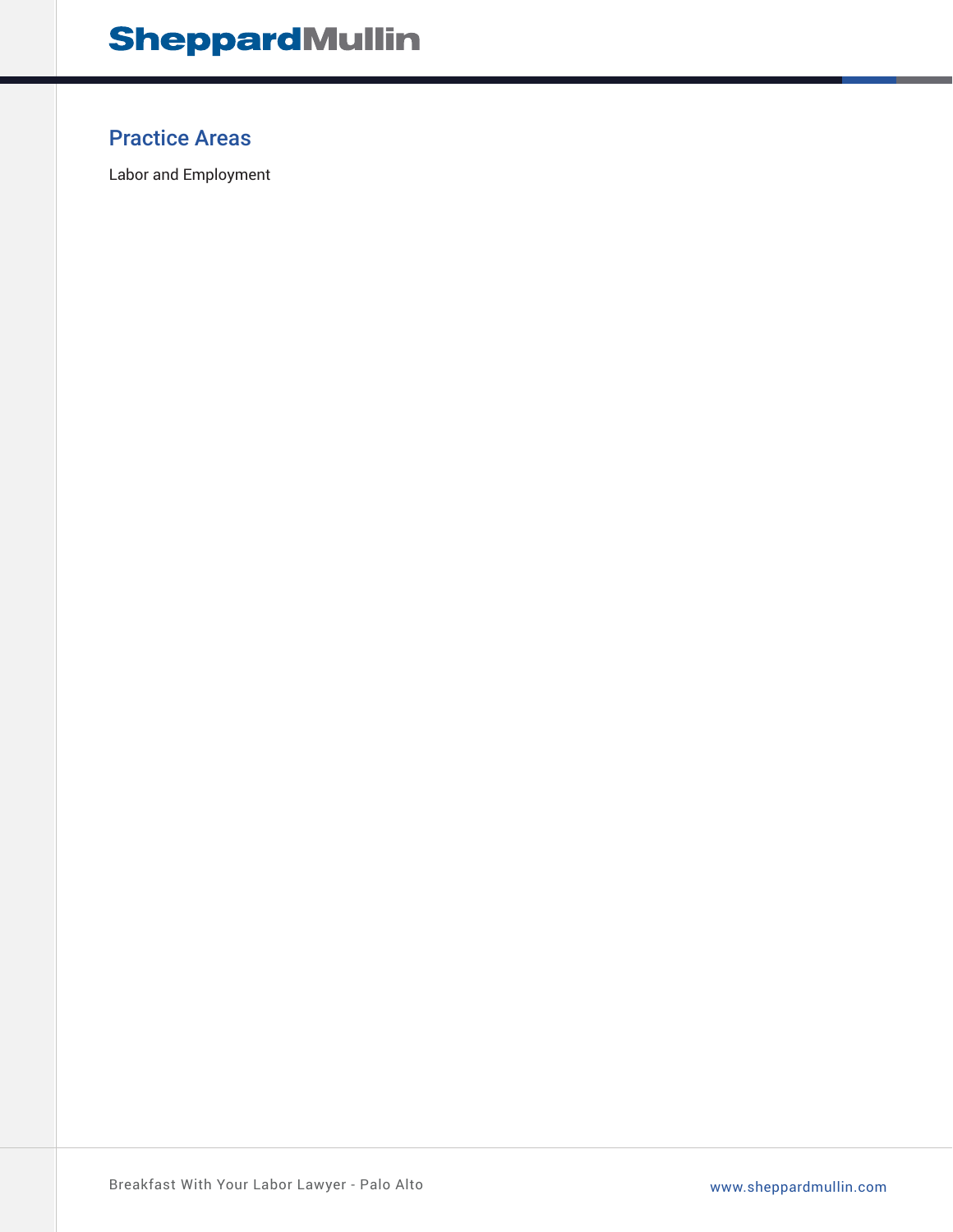## Practice Areas

Labor and Employment